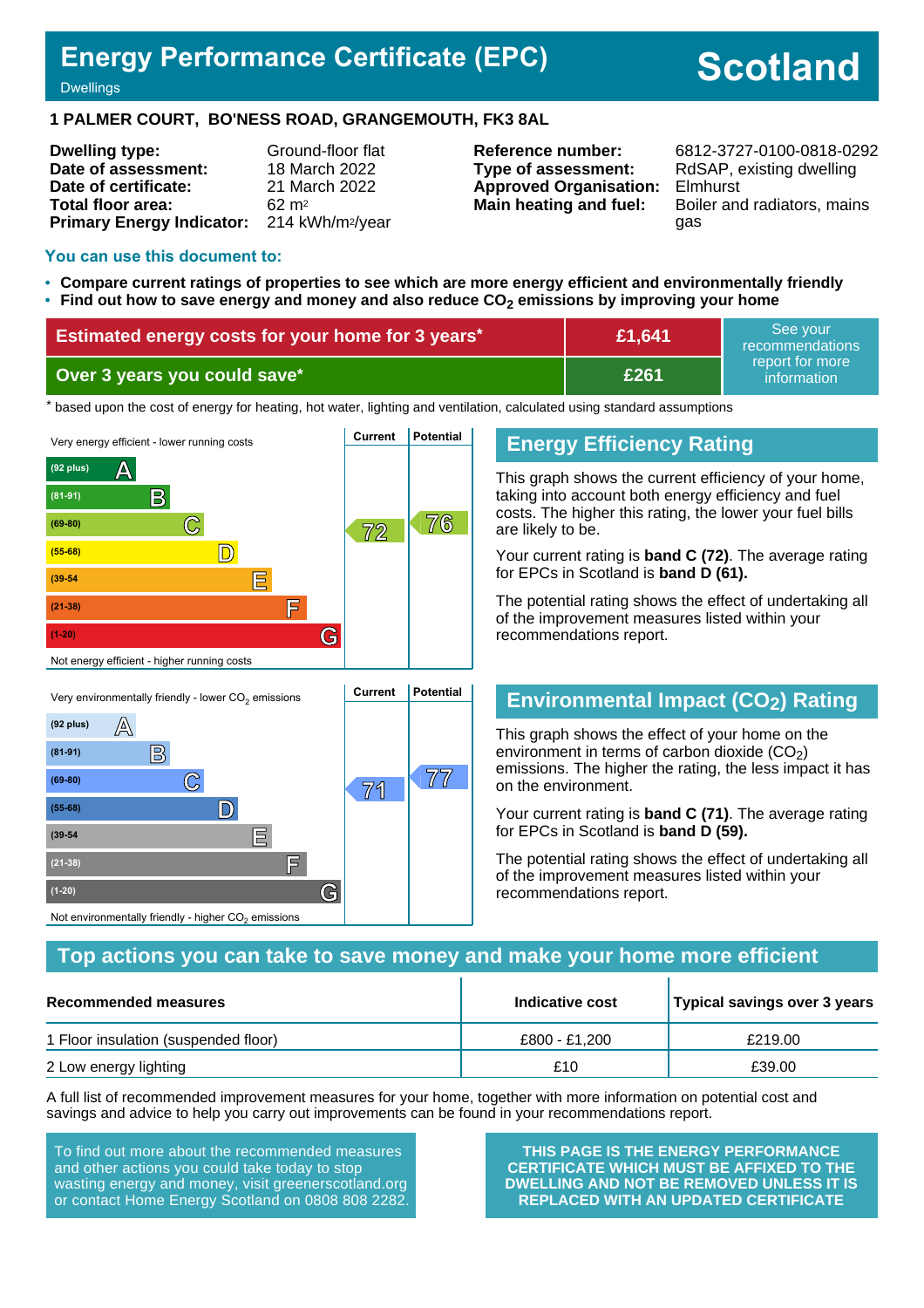# Energy Performance Certificate (EPC)

Dwellings

# Scotland

## 1 PALMER COURT, BO'NESS ROAD, GRANGEMOUTH, FK3 8AL

| | | | |
|---|---|---|---|
| **Dwelling type:** | Ground-floor flat | **Reference number:** | 6812-3727-0100-0818-0292 |
| **Date of assessment:** | 18 March 2022 | **Type of assessment:** | RdSAP, existing dwelling |
| **Date of certificate:** | 21 March 2022 | **Approved Organisation:** | Elmhurst |
| **Total floor area:** | 62 m² | **Main heating and fuel:** | Boiler and radiators, mains gas |
| **Primary Energy Indicator:** | 214 kWh/m²/year | | |

### You can use this document to:

- **Compare current ratings of properties to see which are more energy efficient and environmentally friendly**
- **Find out how to save energy and money and also reduce $CO_2$ emissions by improving your home**

| | | |
|---|---|---|
| **Estimated energy costs for your home for 3 years*** | **£1,641** | See your recommendations report for more information |
| **Over 3 years you could save*** | **£261** | |

\* based upon the cost of energy for heating, hot water, lighting and ventilation, calculated using standard assumptions

Very energy efficient - lower running costs

| Band | Current | Potential |
|---|---|---|
| (92 plus) A | | |
| (81-91) B | | |
| (69-80) C | 72 | 76 |
| (55-68) D | | |
| (39-54) E | | |
| (21-38) F | | |
| (1-20) G | | |

Not energy efficient - higher running costs

## Energy Efficiency Rating

This graph shows the current efficiency of your home, taking into account both energy efficiency and fuel costs. The higher this rating, the lower your fuel bills are likely to be.

Your current rating is **band C (72)**. The average rating for EPCs in Scotland is **band D (61).**

The potential rating shows the effect of undertaking all of the improvement measures listed within your recommendations report.

Very environmentally friendly - lower $CO_2$ emissions

| Band | Current | Potential |
|---|---|---|
| (92 plus) A | | |
| (81-91) B | | |
| (69-80) C | 71 | 77 |
| (55-68) D | | |
| (39-54) E | | |
| (21-38) F | | |
| (1-20) G | | |

Not environmentally friendly - higher $CO_2$ emissions

## Environmental Impact ($CO_2$) Rating

This graph shows the effect of your home on the environment in terms of carbon dioxide ($CO_2$) emissions. The higher the rating, the less impact it has on the environment.

Your current rating is **band C (71)**. The average rating for EPCs in Scotland is **band D (59).**

The potential rating shows the effect of undertaking all of the improvement measures listed within your recommendations report.

## Top actions you can take to save money and make your home more efficient

| Recommended measures | Indicative cost | Typical savings over 3 years |
|---|---|---|
| 1 Floor insulation (suspended floor) | £800 - £1,200 | £219.00 |
| 2 Low energy lighting | £10 | £39.00 |

A full list of recommended improvement measures for your home, together with more information on potential cost and savings and advice to help you carry out improvements can be found in your recommendations report.

To find out more about the recommended measures and other actions you could take today to stop wasting energy and money, visit greenerscotland.org or contact Home Energy Scotland on 0808 808 2282.

**THIS PAGE IS THE ENERGY PERFORMANCE CERTIFICATE WHICH MUST BE AFFIXED TO THE DWELLING AND NOT BE REMOVED UNLESS IT IS REPLACED WITH AN UPDATED CERTIFICATE**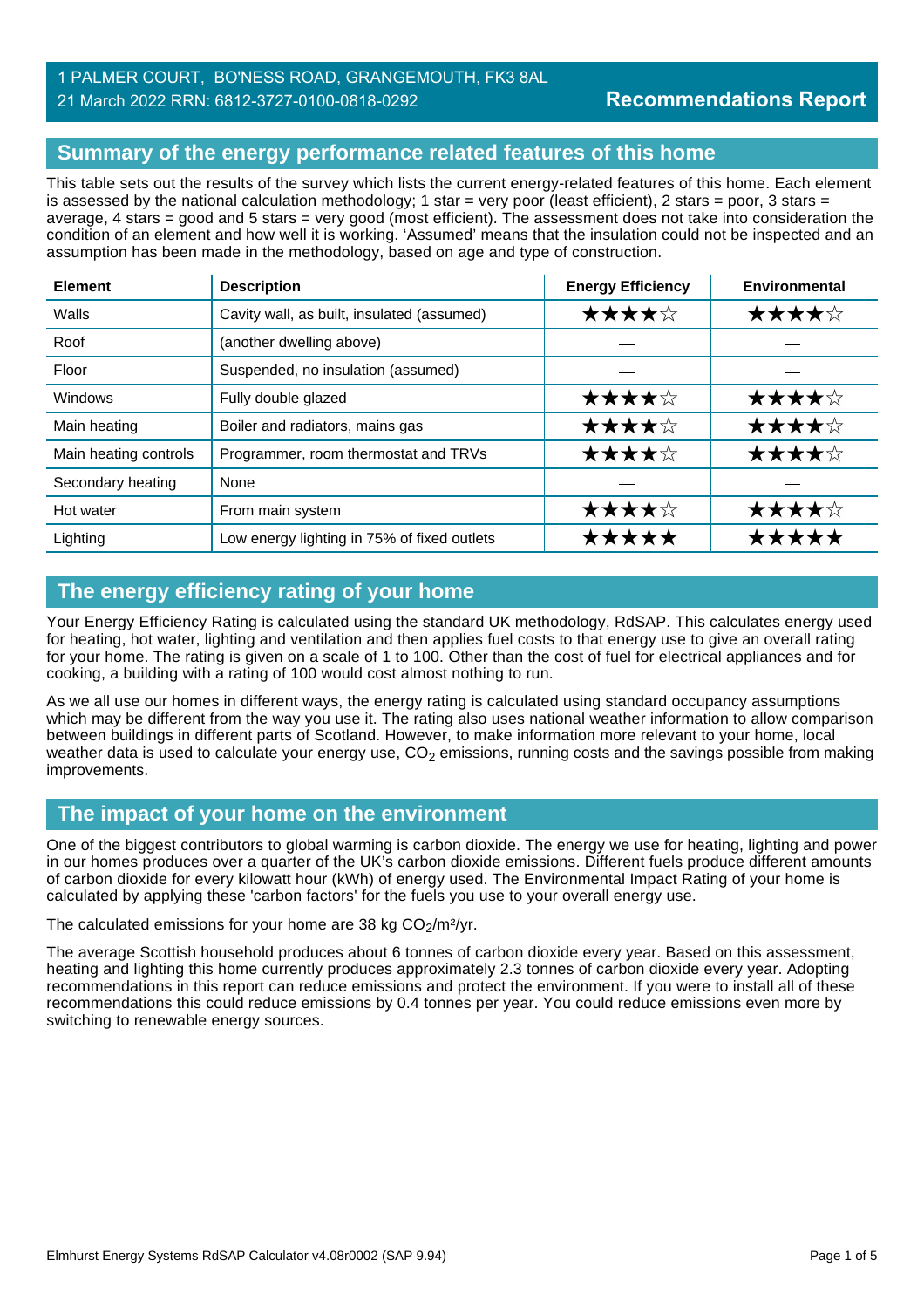1 PALMER COURT, BO'NESS ROAD, GRANGEMOUTH, FK3 8AL
21 March 2022 RRN: 6812-3727-0100-0818-0292

**Recommendations Report**

## Summary of the energy performance related features of this home

This table sets out the results of the survey which lists the current energy-related features of this home. Each element is assessed by the national calculation methodology; 1 star = very poor (least efficient), 2 stars = poor, 3 stars = average, 4 stars = good and 5 stars = very good (most efficient). The assessment does not take into consideration the condition of an element and how well it is working. 'Assumed' means that the insulation could not be inspected and an assumption has been made in the methodology, based on age and type of construction.

| Element | Description | Energy Efficiency | Environmental |
|---|---|---|---|
| Walls | Cavity wall, as built, insulated (assumed) | ★★★★☆ | ★★★★☆ |
| Roof | (another dwelling above) | — | — |
| Floor | Suspended, no insulation (assumed) | — | — |
| Windows | Fully double glazed | ★★★★☆ | ★★★★☆ |
| Main heating | Boiler and radiators, mains gas | ★★★★☆ | ★★★★☆ |
| Main heating controls | Programmer, room thermostat and TRVs | ★★★★☆ | ★★★★☆ |
| Secondary heating | None | — | — |
| Hot water | From main system | ★★★★☆ | ★★★★☆ |
| Lighting | Low energy lighting in 75% of fixed outlets | ★★★★★ | ★★★★★ |

## The energy efficiency rating of your home

Your Energy Efficiency Rating is calculated using the standard UK methodology, RdSAP. This calculates energy used for heating, hot water, lighting and ventilation and then applies fuel costs to that energy use to give an overall rating for your home. The rating is given on a scale of 1 to 100. Other than the cost of fuel for electrical appliances and for cooking, a building with a rating of 100 would cost almost nothing to run.

As we all use our homes in different ways, the energy rating is calculated using standard occupancy assumptions which may be different from the way you use it. The rating also uses national weather information to allow comparison between buildings in different parts of Scotland. However, to make information more relevant to your home, local weather data is used to calculate your energy use, $CO_2$ emissions, running costs and the savings possible from making improvements.

## The impact of your home on the environment

One of the biggest contributors to global warming is carbon dioxide. The energy we use for heating, lighting and power in our homes produces over a quarter of the UK's carbon dioxide emissions. Different fuels produce different amounts of carbon dioxide for every kilowatt hour (kWh) of energy used. The Environmental Impact Rating of your home is calculated by applying these 'carbon factors' for the fuels you use to your overall energy use.

The calculated emissions for your home are 38 kg $CO_2/m^2/yr$.

The average Scottish household produces about 6 tonnes of carbon dioxide every year. Based on this assessment, heating and lighting this home currently produces approximately 2.3 tonnes of carbon dioxide every year. Adopting recommendations in this report can reduce emissions and protect the environment. If you were to install all of these recommendations this could reduce emissions by 0.4 tonnes per year. You could reduce emissions even more by switching to renewable energy sources.

Elmhurst Energy Systems RdSAP Calculator v4.08r0002 (SAP 9.94)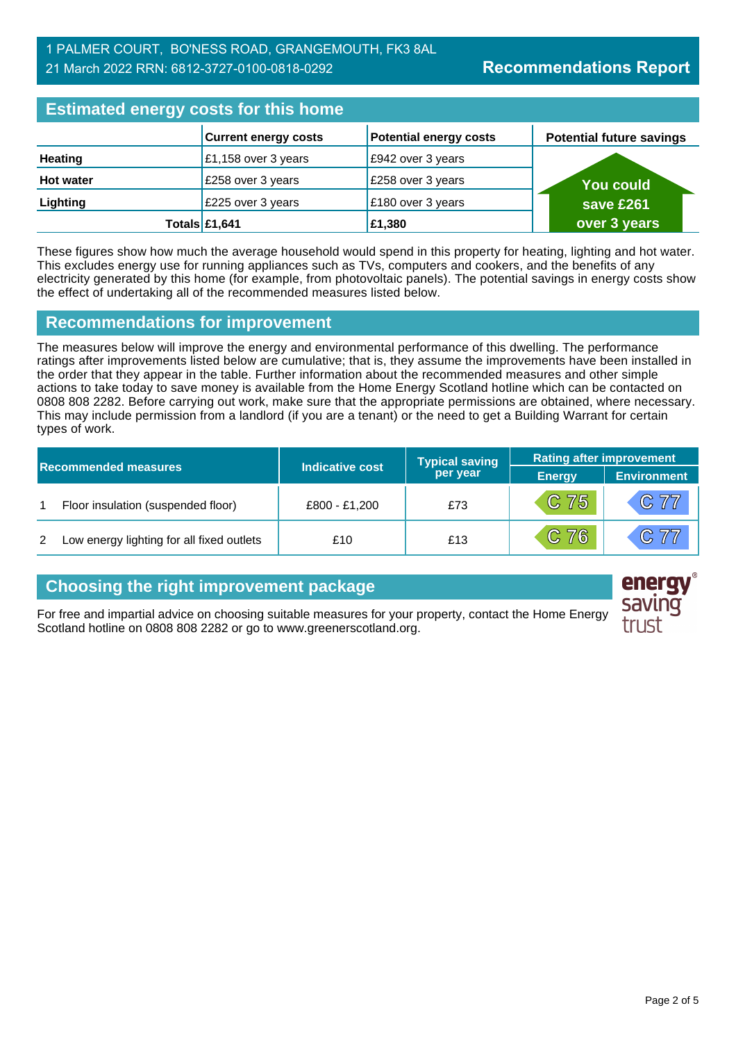1 PALMER COURT, BO'NESS ROAD, GRANGEMOUTH, FK3 8AL
21 March 2022 RRN: 6812-3727-0100-0818-0292

**Recommendations Report**

## Estimated energy costs for this home

| | Current energy costs | Potential energy costs | Potential future savings |
|---|---|---|---|
| **Heating** | £1,158 over 3 years | £942 over 3 years | You could save £261 over 3 years |
| **Hot water** | £258 over 3 years | £258 over 3 years | |
| **Lighting** | £225 over 3 years | £180 over 3 years | |
| **Totals** | **£1,641** | **£1,380** | |

These figures show how much the average household would spend in this property for heating, lighting and hot water. This excludes energy use for running appliances such as TVs, computers and cookers, and the benefits of any electricity generated by this home (for example, from photovoltaic panels). The potential savings in energy costs show the effect of undertaking all of the recommended measures listed below.

## Recommendations for improvement

The measures below will improve the energy and environmental performance of this dwelling. The performance ratings after improvements listed below are cumulative; that is, they assume the improvements have been installed in the order that they appear in the table. Further information about the recommended measures and other simple actions to take today to save money is available from the Home Energy Scotland hotline which can be contacted on 0808 808 2282. Before carrying out work, make sure that the appropriate permissions are obtained, where necessary. This may include permission from a landlord (if you are a tenant) or the need to get a Building Warrant for certain types of work.

| Recommended measures | | Indicative cost | Typical saving per year | Rating after improvement | |
|---|---|---|---|---|---|
| | | | | Energy | Environment |
| 1 | Floor insulation (suspended floor) | £800 - £1,200 | £73 | C 75 | C 77 |
| 2 | Low energy lighting for all fixed outlets | £10 | £13 | C 76 | C 77 |

## Choosing the right improvement package

For free and impartial advice on choosing suitable measures for your property, contact the Home Energy Scotland hotline on 0808 808 2282 or go to www.greenerscotland.org.

energy saving trust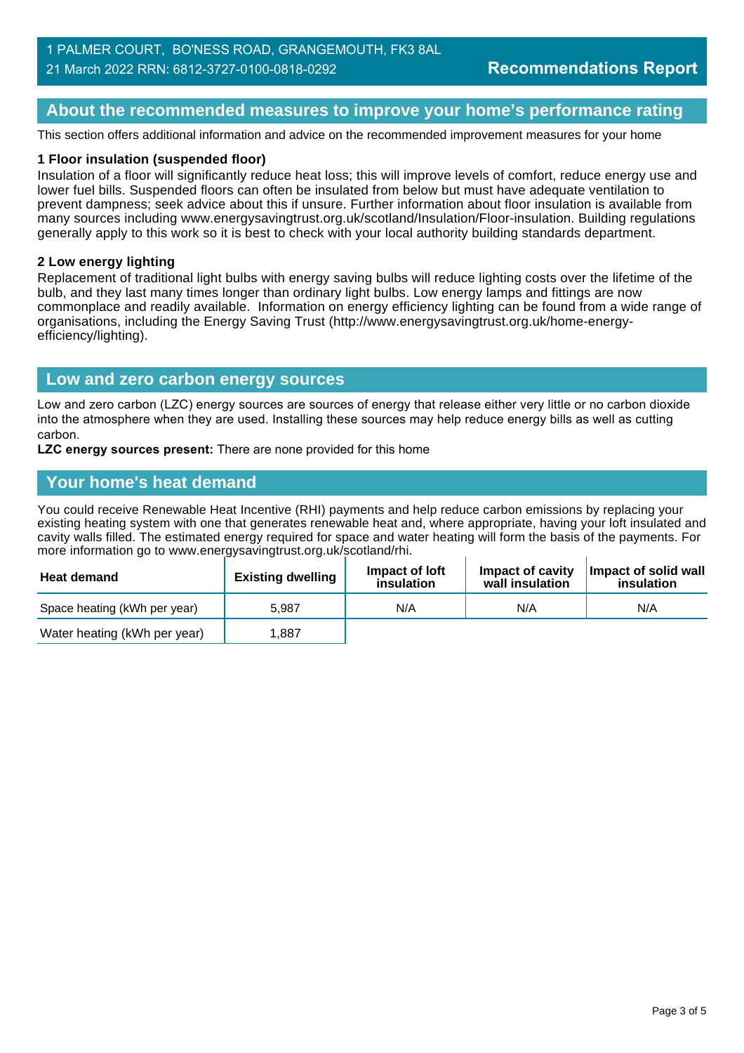1 PALMER COURT, BO'NESS ROAD, GRANGEMOUTH, FK3 8AL
21 March 2022 RRN: 6812-3727-0100-0818-0292

**Recommendations Report**

## About the recommended measures to improve your home's performance rating

This section offers additional information and advice on the recommended improvement measures for your home

**1 Floor insulation (suspended floor)**
Insulation of a floor will significantly reduce heat loss; this will improve levels of comfort, reduce energy use and lower fuel bills. Suspended floors can often be insulated from below but must have adequate ventilation to prevent dampness; seek advice about this if unsure. Further information about floor insulation is available from many sources including www.energysavingtrust.org.uk/scotland/Insulation/Floor-insulation. Building regulations generally apply to this work so it is best to check with your local authority building standards department.

**2 Low energy lighting**
Replacement of traditional light bulbs with energy saving bulbs will reduce lighting costs over the lifetime of the bulb, and they last many times longer than ordinary light bulbs. Low energy lamps and fittings are now commonplace and readily available. Information on energy efficiency lighting can be found from a wide range of organisations, including the Energy Saving Trust (http://www.energysavingtrust.org.uk/home-energy-efficiency/lighting).

## Low and zero carbon energy sources

Low and zero carbon (LZC) energy sources are sources of energy that release either very little or no carbon dioxide into the atmosphere when they are used. Installing these sources may help reduce energy bills as well as cutting carbon.

**LZC energy sources present:** There are none provided for this home

## Your home's heat demand

You could receive Renewable Heat Incentive (RHI) payments and help reduce carbon emissions by replacing your existing heating system with one that generates renewable heat and, where appropriate, having your loft insulated and cavity walls filled. The estimated energy required for space and water heating will form the basis of the payments. For more information go to www.energysavingtrust.org.uk/scotland/rhi.

| Heat demand | Existing dwelling | Impact of loft insulation | Impact of cavity wall insulation | Impact of solid wall insulation |
|---|---|---|---|---|
| Space heating (kWh per year) | 5,987 | N/A | N/A | N/A |
| Water heating (kWh per year) | 1,887 | | | |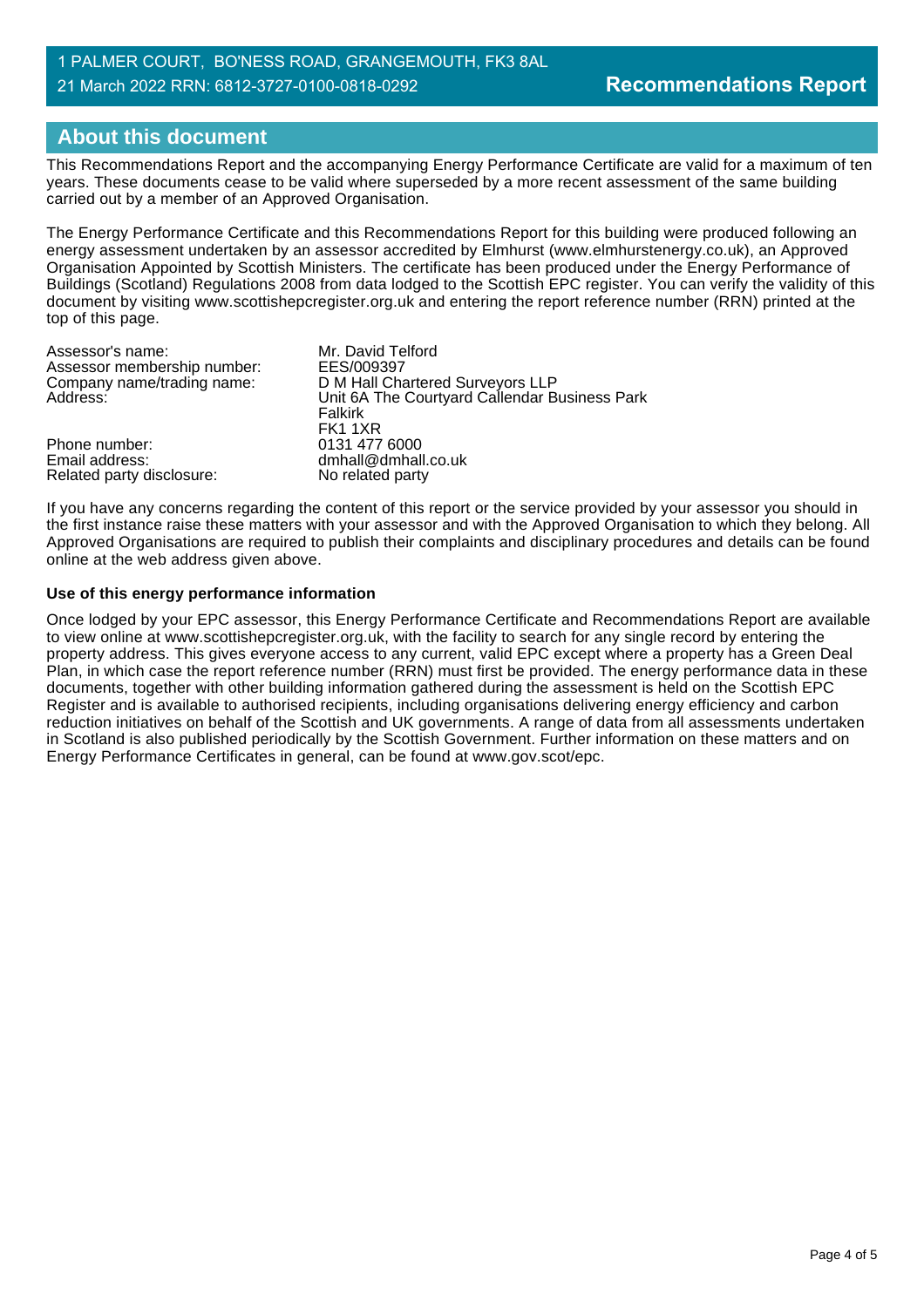## About this document

This Recommendations Report and the accompanying Energy Performance Certificate are valid for a maximum of ten years. These documents cease to be valid where superseded by a more recent assessment of the same building carried out by a member of an Approved Organisation.

The Energy Performance Certificate and this Recommendations Report for this building were produced following an energy assessment undertaken by an assessor accredited by Elmhurst (www.elmhurstenergy.co.uk), an Approved Organisation Appointed by Scottish Ministers. The certificate has been produced under the Energy Performance of Buildings (Scotland) Regulations 2008 from data lodged to the Scottish EPC register. You can verify the validity of this document by visiting www.scottishepcregister.org.uk and entering the report reference number (RRN) printed at the top of this page.

| | |
|---|---|
| Assessor's name: | Mr. David Telford |
| Assessor membership number: | EES/009397 |
| Company name/trading name: | D M Hall Chartered Surveyors LLP |
| Address: | Unit 6A The Courtyard Callendar Business Park<br>Falkirk<br>FK1 1XR |
| Phone number: | 0131 477 6000 |
| Email address: | dmhall@dmhall.co.uk |
| Related party disclosure: | No related party |

If you have any concerns regarding the content of this report or the service provided by your assessor you should in the first instance raise these matters with your assessor and with the Approved Organisation to which they belong. All Approved Organisations are required to publish their complaints and disciplinary procedures and details can be found online at the web address given above.

**Use of this energy performance information**

Once lodged by your EPC assessor, this Energy Performance Certificate and Recommendations Report are available to view online at www.scottishepcregister.org.uk, with the facility to search for any single record by entering the property address. This gives everyone access to any current, valid EPC except where a property has a Green Deal Plan, in which case the report reference number (RRN) must first be provided. The energy performance data in these documents, together with other building information gathered during the assessment is held on the Scottish EPC Register and is available to authorised recipients, including organisations delivering energy efficiency and carbon reduction initiatives on behalf of the Scottish and UK governments. A range of data from all assessments undertaken in Scotland is also published periodically by the Scottish Government. Further information on these matters and on Energy Performance Certificates in general, can be found at www.gov.scot/epc.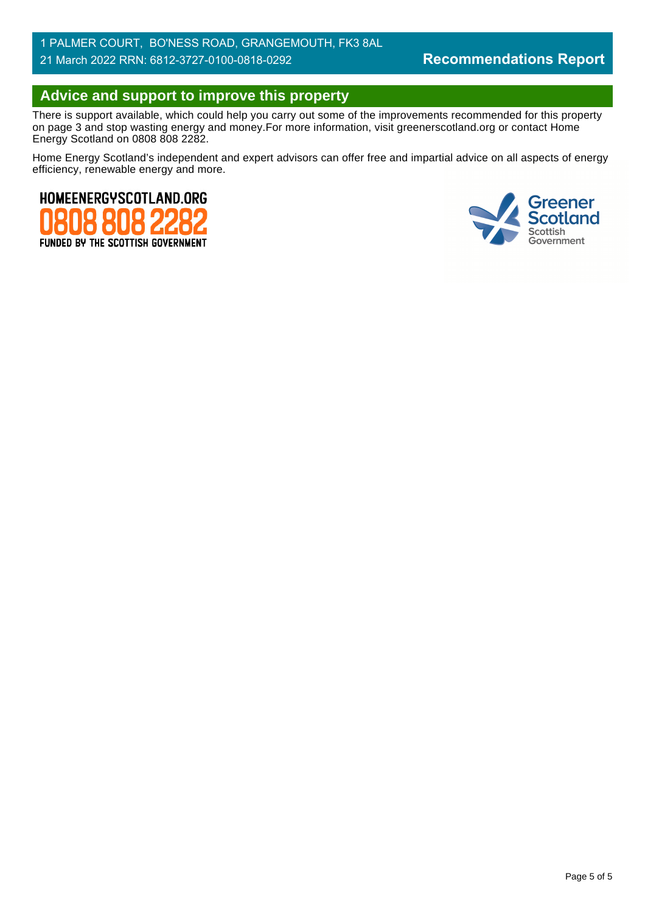## Advice and support to improve this property

There is support available, which could help you carry out some of the improvements recommended for this property on page 3 and stop wasting energy and money.For more information, visit greenerscotland.org or contact Home Energy Scotland on 0808 808 2282.

Home Energy Scotland's independent and expert advisors can offer free and impartial advice on all aspects of energy efficiency, renewable energy and more.

HOMEENERGYSCOTLAND.ORG
0808 808 2282
FUNDED BY THE SCOTTISH GOVERNMENT

Greener Scotland
Scottish Government